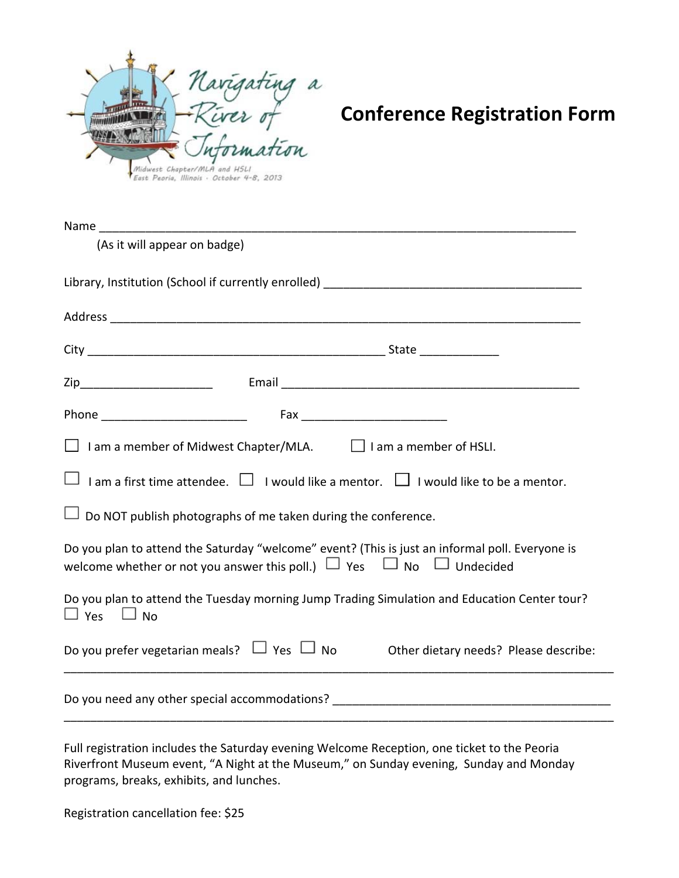# Conference Registration Form

Navigating a River of Information

Midwest Chapter/MLA and HSLI
East Peoria, Illinois - October 4-8, 2013

Name ___________________________________________________________________________
(As it will appear on badge)

Library, Institution (School if currently enrolled) ________________________________________

Address ___________________________________________________________________________

City _______________________________________________ State ____________

Zip____________________ Email ______________________________________________

Phone ______________________ Fax ______________________

☐ I am a member of Midwest Chapter/MLA. ☐ I am a member of HSLI.

☐ I am a first time attendee. ☐ I would like a mentor. ☐ I would like to be a mentor.

☐ Do NOT publish photographs of me taken during the conference.

Do you plan to attend the Saturday "welcome" event? (This is just an informal poll. Everyone is welcome whether or not you answer this poll.) ☐ Yes ☐ No ☐ Undecided

Do you plan to attend the Tuesday morning Jump Trading Simulation and Education Center tour? ☐ Yes ☐ No

Do you prefer vegetarian meals? ☐ Yes ☐ No Other dietary needs? Please describe:
_____________________________________________________________________________________

Do you need any other special accommodations? __________________________________________
_____________________________________________________________________________________

Full registration includes the Saturday evening Welcome Reception, one ticket to the Peoria Riverfront Museum event, "A Night at the Museum," on Sunday evening, Sunday and Monday programs, breaks, exhibits, and lunches.

Registration cancellation fee: $25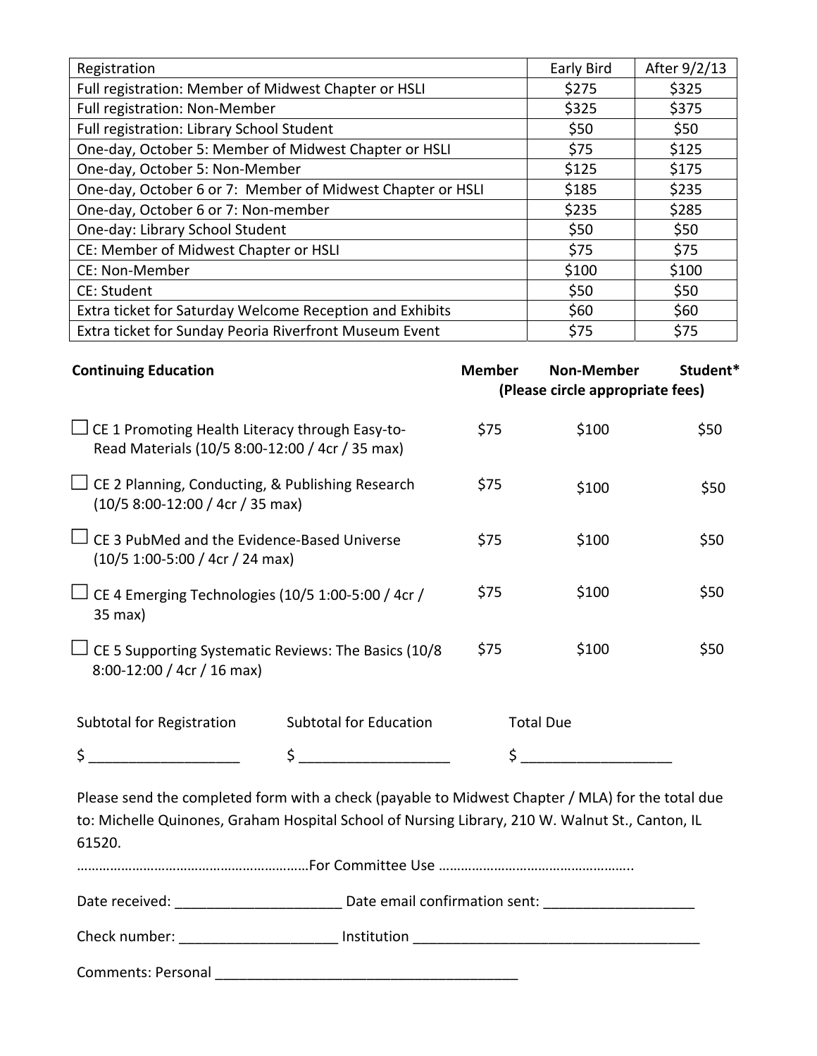| Registration | Early Bird | After 9/2/13 |
|---|---|---|
| Full registration: Member of Midwest Chapter or HSLI | $275 | $325 |
| Full registration: Non-Member | $325 | $375 |
| Full registration: Library School Student | $50 | $50 |
| One-day, October 5: Member of Midwest Chapter or HSLI | $75 | $125 |
| One-day, October 5: Non-Member | $125 | $175 |
| One-day, October 6 or 7: Member of Midwest Chapter or HSLI | $185 | $235 |
| One-day, October 6 or 7: Non-member | $235 | $285 |
| One-day: Library School Student | $50 | $50 |
| CE: Member of Midwest Chapter or HSLI | $75 | $75 |
| CE: Non-Member | $100 | $100 |
| CE: Student | $50 | $50 |
| Extra ticket for Saturday Welcome Reception and Exhibits | $60 | $60 |
| Extra ticket for Sunday Peoria Riverfront Museum Event | $75 | $75 |

**(Please circle appropriate fees)**

| **Continuing Education** | **Member** | **Non-Member** | **Student*** |
|---|---|---|---|
| ☐ CE 1 Promoting Health Literacy through Easy-to-Read Materials (10/5 8:00-12:00 / 4cr / 35 max) | $75 | $100 | $50 |
| ☐ CE 2 Planning, Conducting, & Publishing Research (10/5 8:00-12:00 / 4cr / 35 max) | $75 | $100 | $50 |
| ☐ CE 3 PubMed and the Evidence-Based Universe (10/5 1:00-5:00 / 4cr / 24 max) | $75 | $100 | $50 |
| ☐ CE 4 Emerging Technologies (10/5 1:00-5:00 / 4cr / 35 max) | $75 | $100 | $50 |
| ☐ CE 5 Supporting Systematic Reviews: The Basics (10/8 8:00-12:00 / 4cr / 16 max) | $75 | $100 | $50 |

| Subtotal for Registration | Subtotal for Education | Total Due |
|---|---|---|
| $ __________________ | $ __________________ | $ __________________ |

Please send the completed form with a check (payable to Midwest Chapter / MLA) for the total due to: Michelle Quinones, Graham Hospital School of Nursing Library, 210 W. Walnut St., Canton, IL 61520.

……………………………………………………For Committee Use …………………………………………..

Date received: _____________________ Date email confirmation sent: ___________________

Check number: ____________________ Institution ____________________________________

Comments: Personal _______________________________________